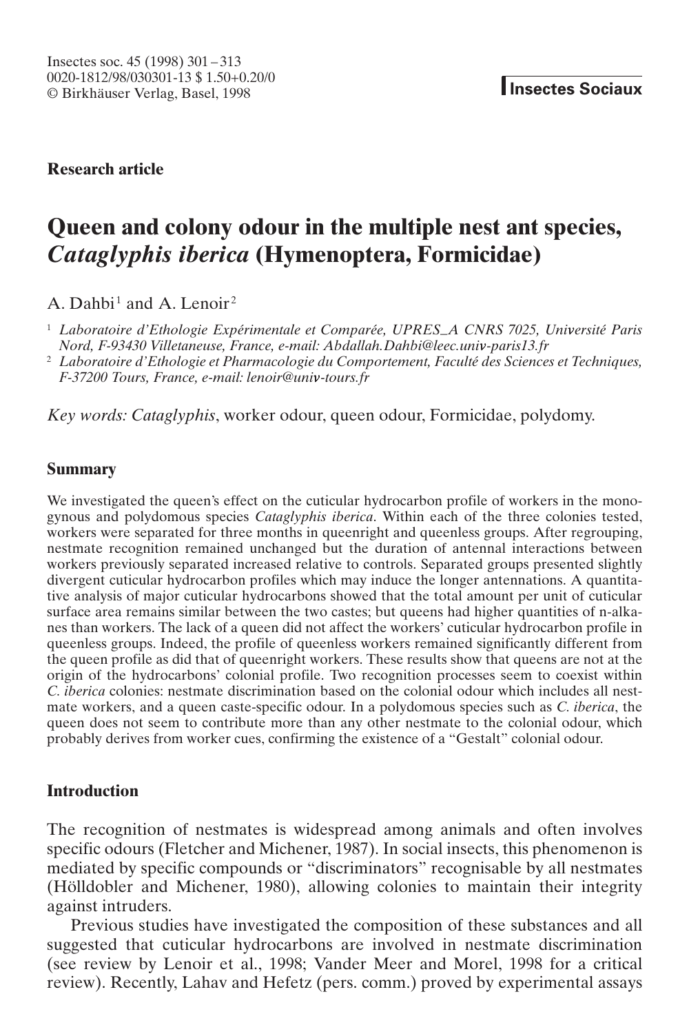**Research article**

# Queen and colony odour in the multiple nest ant species, *Cataglyphis iberica* (Hymenoptera, Formicidae)

A. Dahbi[1] and A. Lenoir[2]

[1] *Laboratoire d'Ethologie Expérimentale et Comparée, UPRES_A CNRS 7025, Université Paris Nord, F-93430 Villetaneuse, France, e-mail: Abdallah.Dahbi@leec.univ-paris13.fr*

[2] *Laboratoire d'Ethologie et Pharmacologie du Comportement, Faculté des Sciences et Techniques, F-37200 Tours, France, e-mail: lenoir@univ-tours.fr*

*Key words: Cataglyphis*, worker odour, queen odour, Formicidae, polydomy.

## Summary

We investigated the queen's effect on the cuticular hydrocarbon profile of workers in the monogynous and polydomous species *Cataglyphis iberica*. Within each of the three colonies tested, workers were separated for three months in queenright and queenless groups. After regrouping, nestmate recognition remained unchanged but the duration of antennal interactions between workers previously separated increased relative to controls. Separated groups presented slightly divergent cuticular hydrocarbon profiles which may induce the longer antennations. A quantitative analysis of major cuticular hydrocarbons showed that the total amount per unit of cuticular surface area remains similar between the two castes; but queens had higher quantities of n-alkanes than workers. The lack of a queen did not affect the workers' cuticular hydrocarbon profile in queenless groups. Indeed, the profile of queenless workers remained significantly different from the queen profile as did that of queenright workers. These results show that queens are not at the origin of the hydrocarbons' colonial profile. Two recognition processes seem to coexist within *C. iberica* colonies: nestmate discrimination based on the colonial odour which includes all nestmate workers, and a queen caste-specific odour. In a polydomous species such as *C. iberica*, the queen does not seem to contribute more than any other nestmate to the colonial odour, which probably derives from worker cues, confirming the existence of a "Gestalt" colonial odour.

## Introduction

The recognition of nestmates is widespread among animals and often involves specific odours (Fletcher and Michener, 1987). In social insects, this phenomenon is mediated by specific compounds or "discriminators" recognisable by all nestmates (Hölldobler and Michener, 1980), allowing colonies to maintain their integrity against intruders.

Previous studies have investigated the composition of these substances and all suggested that cuticular hydrocarbons are involved in nestmate discrimination (see review by Lenoir et al., 1998; Vander Meer and Morel, 1998 for a critical review). Recently, Lahav and Hefetz (pers. comm.) proved by experimental assays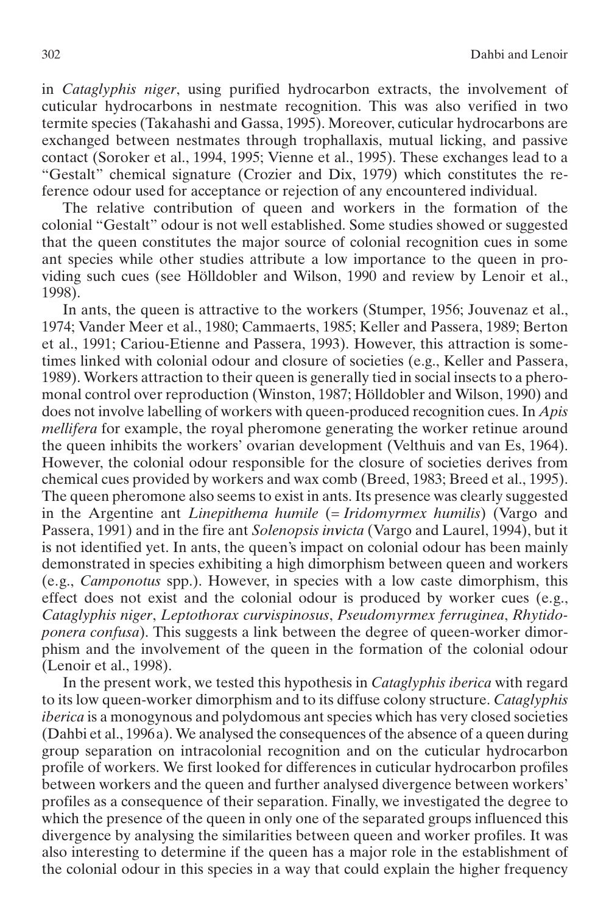in *Cataglyphis niger*, using purified hydrocarbon extracts, the involvement of cuticular hydrocarbons in nestmate recognition. This was also verified in two termite species (Takahashi and Gassa, 1995). Moreover, cuticular hydrocarbons are exchanged between nestmates through trophallaxis, mutual licking, and passive contact (Soroker et al., 1994, 1995; Vienne et al., 1995). These exchanges lead to a "Gestalt" chemical signature (Crozier and Dix, 1979) which constitutes the reference odour used for acceptance or rejection of any encountered individual.

The relative contribution of queen and workers in the formation of the colonial "Gestalt" odour is not well established. Some studies showed or suggested that the queen constitutes the major source of colonial recognition cues in some ant species while other studies attribute a low importance to the queen in providing such cues (see Hölldobler and Wilson, 1990 and review by Lenoir et al., 1998).

In ants, the queen is attractive to the workers (Stumper, 1956; Jouvenaz et al., 1974; Vander Meer et al., 1980; Cammaerts, 1985; Keller and Passera, 1989; Berton et al., 1991; Cariou-Etienne and Passera, 1993). However, this attraction is sometimes linked with colonial odour and closure of societies (e.g., Keller and Passera, 1989). Workers attraction to their queen is generally tied in social insects to a pheromonal control over reproduction (Winston, 1987; Hölldobler and Wilson, 1990) and does not involve labelling of workers with queen-produced recognition cues. In *Apis mellifera* for example, the royal pheromone generating the worker retinue around the queen inhibits the workers' ovarian development (Velthuis and van Es, 1964). However, the colonial odour responsible for the closure of societies derives from chemical cues provided by workers and wax comb (Breed, 1983; Breed et al., 1995). The queen pheromone also seems to exist in ants. Its presence was clearly suggested in the Argentine ant *Linepithema humile* (= *Iridomyrmex humilis*) (Vargo and Passera, 1991) and in the fire ant *Solenopsis invicta* (Vargo and Laurel, 1994), but it is not identified yet. In ants, the queen's impact on colonial odour has been mainly demonstrated in species exhibiting a high dimorphism between queen and workers (e.g., *Camponotus* spp.). However, in species with a low caste dimorphism, this effect does not exist and the colonial odour is produced by worker cues (e.g., *Cataglyphis niger*, *Leptothorax curvispinosus*, *Pseudomyrmex ferruginea*, *Rhytidoponera confusa*). This suggests a link between the degree of queen-worker dimorphism and the involvement of the queen in the formation of the colonial odour (Lenoir et al., 1998).

In the present work, we tested this hypothesis in *Cataglyphis iberica* with regard to its low queen-worker dimorphism and to its diffuse colony structure. *Cataglyphis iberica* is a monogynous and polydomous ant species which has very closed societies (Dahbi et al., 1996a). We analysed the consequences of the absence of a queen during group separation on intracolonial recognition and on the cuticular hydrocarbon profile of workers. We first looked for differences in cuticular hydrocarbon profiles between workers and the queen and further analysed divergence between workers' profiles as a consequence of their separation. Finally, we investigated the degree to which the presence of the queen in only one of the separated groups influenced this divergence by analysing the similarities between queen and worker profiles. It was also interesting to determine if the queen has a major role in the establishment of the colonial odour in this species in a way that could explain the higher frequency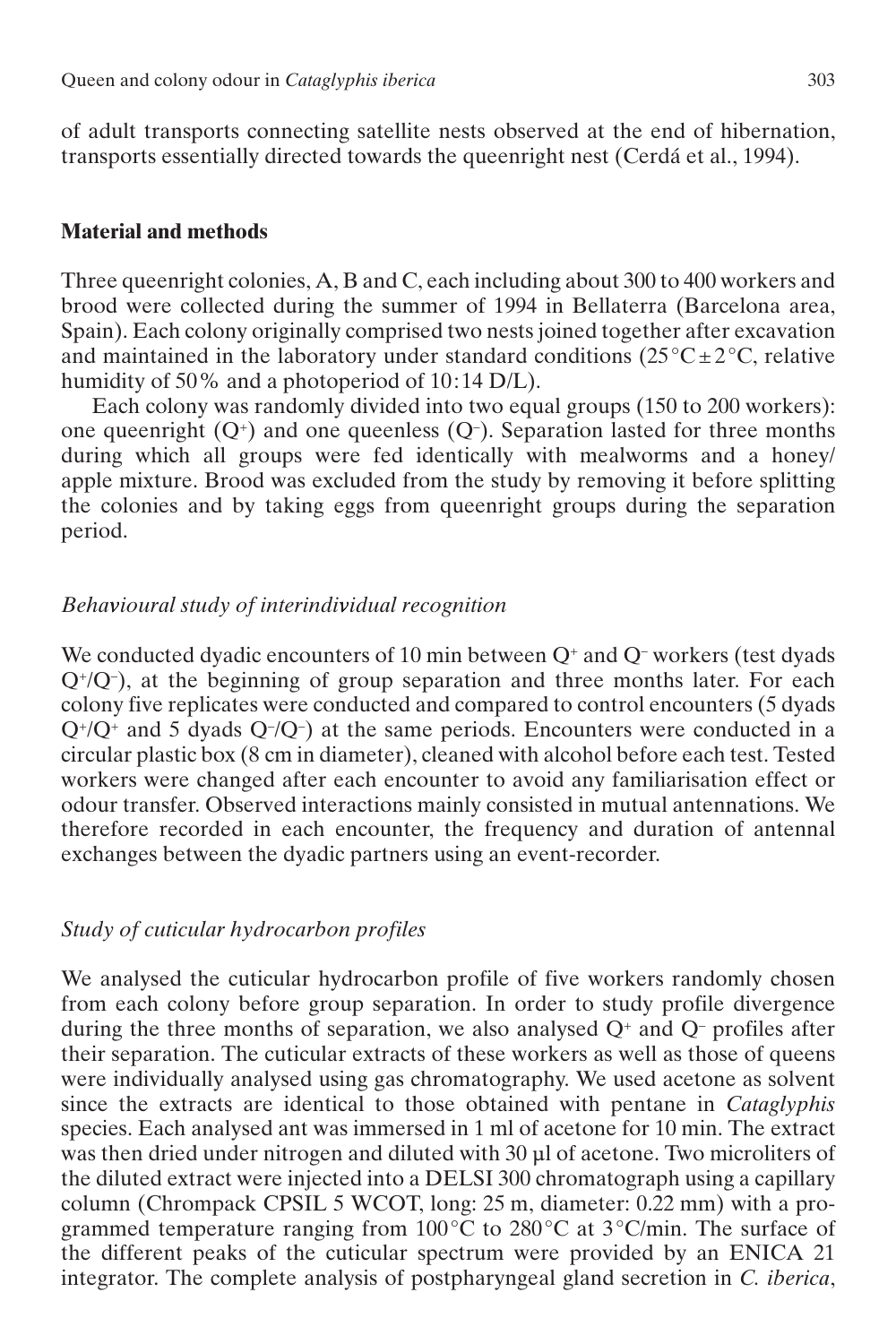of adult transports connecting satellite nests observed at the end of hibernation, transports essentially directed towards the queenright nest (Cerdá et al., 1994).

## Material and methods

Three queenright colonies, A, B and C, each including about 300 to 400 workers and brood were collected during the summer of 1994 in Bellaterra (Barcelona area, Spain). Each colony originally comprised two nests joined together after excavation and maintained in the laboratory under standard conditions (25 °C ± 2 °C, relative humidity of 50% and a photoperiod of 10:14 D/L).

Each colony was randomly divided into two equal groups (150 to 200 workers): one queenright ($Q^+$) and one queenless ($Q^-$). Separation lasted for three months during which all groups were fed identically with mealworms and a honey/apple mixture. Brood was excluded from the study by removing it before splitting the colonies and by taking eggs from queenright groups during the separation period.

### *Behavioural study of interindividual recognition*

We conducted dyadic encounters of 10 min between $Q^+$ and $Q^-$ workers (test dyads $Q^+/Q^-$), at the beginning of group separation and three months later. For each colony five replicates were conducted and compared to control encounters (5 dyads $Q^+/Q^+$ and 5 dyads $Q^-/Q^-$) at the same periods. Encounters were conducted in a circular plastic box (8 cm in diameter), cleaned with alcohol before each test. Tested workers were changed after each encounter to avoid any familiarisation effect or odour transfer. Observed interactions mainly consisted in mutual antennations. We therefore recorded in each encounter, the frequency and duration of antennal exchanges between the dyadic partners using an event-recorder.

### *Study of cuticular hydrocarbon profiles*

We analysed the cuticular hydrocarbon profile of five workers randomly chosen from each colony before group separation. In order to study profile divergence during the three months of separation, we also analysed $Q^+$ and $Q^-$ profiles after their separation. The cuticular extracts of these workers as well as those of queens were individually analysed using gas chromatography. We used acetone as solvent since the extracts are identical to those obtained with pentane in *Cataglyphis* species. Each analysed ant was immersed in 1 ml of acetone for 10 min. The extract was then dried under nitrogen and diluted with 30 µl of acetone. Two microliters of the diluted extract were injected into a DELSI 300 chromatograph using a capillary column (Chrompack CPSIL 5 WCOT, long: 25 m, diameter: 0.22 mm) with a programmed temperature ranging from 100 °C to 280 °C at 3 °C/min. The surface of the different peaks of the cuticular spectrum were provided by an ENICA 21 integrator. The complete analysis of postpharyngeal gland secretion in *C. iberica*,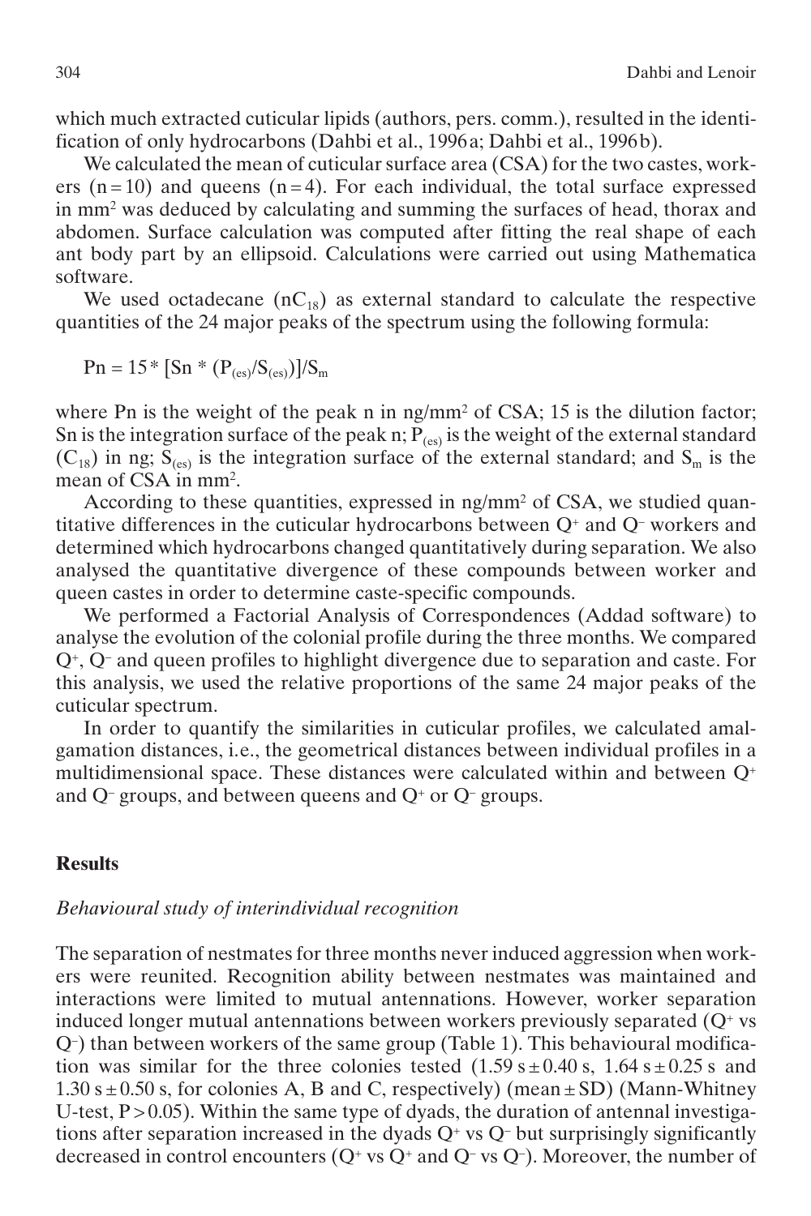which much extracted cuticular lipids (authors, pers. comm.), resulted in the identification of only hydrocarbons (Dahbi et al., 1996a; Dahbi et al., 1996b).

We calculated the mean of cuticular surface area (CSA) for the two castes, workers ($n = 10$) and queens ($n = 4$). For each individual, the total surface expressed in $mm^2$ was deduced by calculating and summing the surfaces of head, thorax and abdomen. Surface calculation was computed after fitting the real shape of each ant body part by an ellipsoid. Calculations were carried out using Mathematica software.

We used octadecane ($nC_{18}$) as external standard to calculate the respective quantities of the 24 major peaks of the spectrum using the following formula:

$$Pn = 15 * [Sn * (P_{(es)}/S_{(es)})]/S_m$$

where Pn is the weight of the peak n in $ng/mm^2$ of CSA; 15 is the dilution factor; Sn is the integration surface of the peak n; $P_{(es)}$ is the weight of the external standard ($C_{18}$) in ng; $S_{(es)}$ is the integration surface of the external standard; and $S_m$ is the mean of CSA in $mm^2$.

According to these quantities, expressed in $ng/mm^2$ of CSA, we studied quantitative differences in the cuticular hydrocarbons between $Q^+$ and $Q^-$ workers and determined which hydrocarbons changed quantitatively during separation. We also analysed the quantitative divergence of these compounds between worker and queen castes in order to determine caste-specific compounds.

We performed a Factorial Analysis of Correspondences (Addad software) to analyse the evolution of the colonial profile during the three months. We compared $Q^+$, $Q^-$ and queen profiles to highlight divergence due to separation and caste. For this analysis, we used the relative proportions of the same 24 major peaks of the cuticular spectrum.

In order to quantify the similarities in cuticular profiles, we calculated amalgamation distances, i.e., the geometrical distances between individual profiles in a multidimensional space. These distances were calculated within and between $Q^+$ and $Q^-$ groups, and between queens and $Q^+$ or $Q^-$ groups.

## Results

### *Behavioural study of interindividual recognition*

The separation of nestmates for three months never induced aggression when workers were reunited. Recognition ability between nestmates was maintained and interactions were limited to mutual antennations. However, worker separation induced longer mutual antennations between workers previously separated ($Q^+$ vs $Q^-$) than between workers of the same group (Table 1). This behavioural modification was similar for the three colonies tested ($1.59\,s \pm 0.40\,s$, $1.64\,s \pm 0.25\,s$ and $1.30\,s \pm 0.50\,s$, for colonies A, B and C, respectively) (mean ± SD) (Mann-Whitney U-test, $P > 0.05$). Within the same type of dyads, the duration of antennal investigations after separation increased in the dyads $Q^+$ vs $Q^-$ but surprisingly significantly decreased in control encounters ($Q^+$ vs $Q^+$ and $Q^-$ vs $Q^-$). Moreover, the number of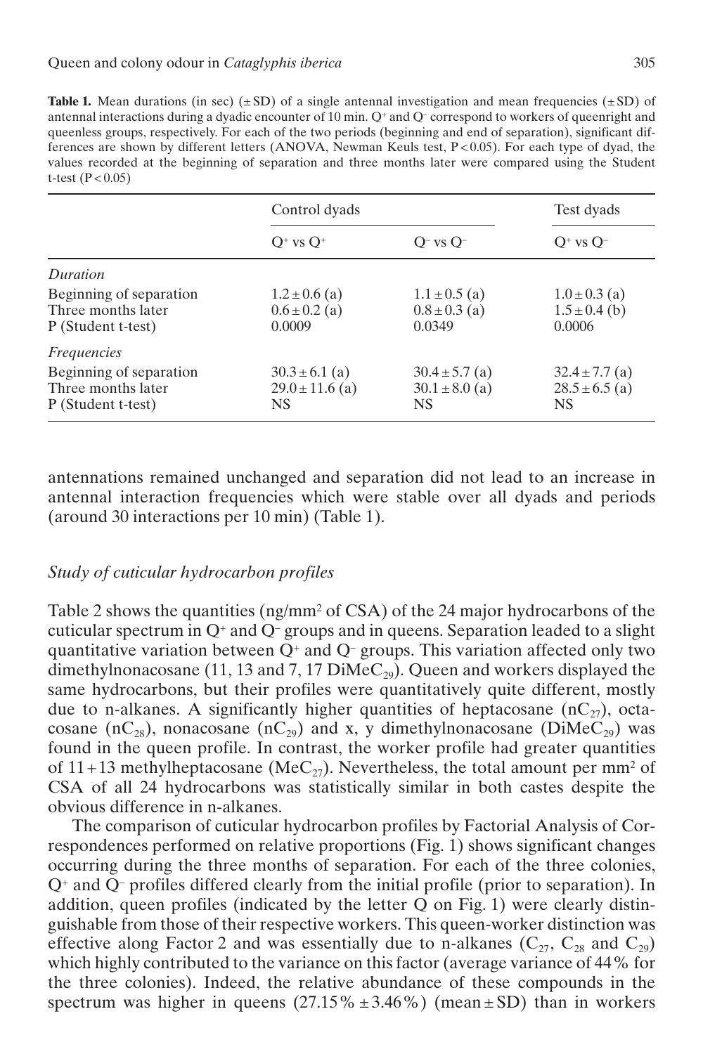**Table 1.** Mean durations (in sec) (± SD) of a single antennal investigation and mean frequencies (± SD) of antennal interactions during a dyadic encounter of 10 min. $Q^+$ and $Q^-$ correspond to workers of queenright and queenless groups, respectively. For each of the two periods (beginning and end of separation), significant differences are shown by different letters (ANOVA, Newman Keuls test, $P < 0.05$). For each type of dyad, the values recorded at the beginning of separation and three months later were compared using the Student t-test ($P < 0.05$)

| | Control dyads | | Test dyads |
|---|---|---|---|
| | $Q^+$ vs $Q^+$ | $Q^-$ vs $Q^-$ | $Q^+$ vs $Q^-$ |
| *Duration* | | | |
| Beginning of separation | 1.2 ± 0.6 (a) | 1.1 ± 0.5 (a) | 1.0 ± 0.3 (a) |
| Three months later | 0.6 ± 0.2 (a) | 0.8 ± 0.3 (a) | 1.5 ± 0.4 (b) |
| P (Student t-test) | 0.0009 | 0.0349 | 0.0006 |
| *Frequencies* | | | |
| Beginning of separation | 30.3 ± 6.1 (a) | 30.4 ± 5.7 (a) | 32.4 ± 7.7 (a) |
| Three months later | 29.0 ± 11.6 (a) | 30.1 ± 8.0 (a) | 28.5 ± 6.5 (a) |
| P (Student t-test) | NS | NS | NS |

antennations remained unchanged and separation did not lead to an increase in antennal interaction frequencies which were stable over all dyads and periods (around 30 interactions per 10 min) (Table 1).

### *Study of cuticular hydrocarbon profiles*

Table 2 shows the quantities (ng/mm$^2$ of CSA) of the 24 major hydrocarbons of the cuticular spectrum in $Q^+$ and $Q^-$ groups and in queens. Separation leaded to a slight quantitative variation between $Q^+$ and $Q^-$ groups. This variation affected only two dimethylnonacosane (11, 13 and 7, 17 $DiMeC_{29}$). Queen and workers displayed the same hydrocarbons, but their profiles were quantitatively quite different, mostly due to n-alkanes. A significantly higher quantities of heptacosane ($nC_{27}$), octacosane ($nC_{28}$), nonacosane ($nC_{29}$) and x, y dimethylnonacosane ($DiMeC_{29}$) was found in the queen profile. In contrast, the worker profile had greater quantities of 11 + 13 methylheptacosane ($MeC_{27}$). Nevertheless, the total amount per mm$^2$ of CSA of all 24 hydrocarbons was statistically similar in both castes despite the obvious difference in n-alkanes.

The comparison of cuticular hydrocarbon profiles by Factorial Analysis of Correspondences performed on relative proportions (Fig. 1) shows significant changes occurring during the three months of separation. For each of the three colonies, $Q^+$ and $Q^-$ profiles differed clearly from the initial profile (prior to separation). In addition, queen profiles (indicated by the letter Q on Fig. 1) were clearly distinguishable from those of their respective workers. This queen-worker distinction was effective along Factor 2 and was essentially due to n-alkanes ($C_{27}$, $C_{28}$ and $C_{29}$) which highly contributed to the variance on this factor (average variance of 44% for the three colonies). Indeed, the relative abundance of these compounds in the spectrum was higher in queens (27.15% ± 3.46%) (mean ± SD) than in workers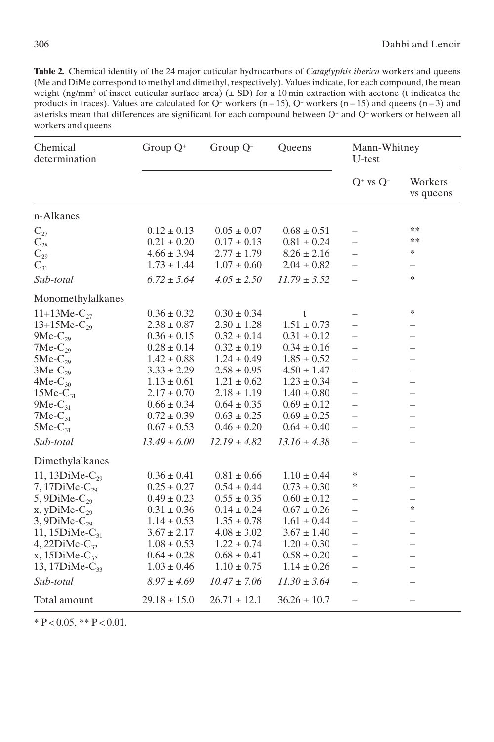**Table 2.** Chemical identity of the 24 major cuticular hydrocarbons of *Cataglyphis iberica* workers and queens (Me and DiMe correspond to methyl and dimethyl, respectively). Values indicate, for each compound, the mean weight (ng/mm$^2$ of insect cuticular surface area) (± SD) for a 10 min extraction with acetone (t indicates the products in traces). Values are calculated for $Q^+$ workers (n = 15), $Q^-$ workers (n = 15) and queens (n = 3) and asterisks mean that differences are significant for each compound between $Q^+$ and $Q^-$ workers or between all workers and queens

| Chemical determination | Group $Q^+$ | Group $Q^-$ | Queens | Mann-Whitney U-test | |
|---|---|---|---|---|---|
| | | | | $Q^+$ vs $Q^-$ | Workers vs queens |
| n-Alkanes | | | | | |
| $C_{27}$ | 0.12 ± 0.13 | 0.05 ± 0.07 | 0.68 ± 0.51 | – | ** |
| $C_{28}$ | 0.21 ± 0.20 | 0.17 ± 0.13 | 0.81 ± 0.24 | – | ** |
| $C_{29}$ | 4.66 ± 3.94 | 2.77 ± 1.79 | 8.26 ± 2.16 | – | * |
| $C_{31}$ | 1.73 ± 1.44 | 1.07 ± 0.60 | 2.04 ± 0.82 | – | – |
| *Sub-total* | *6.72 ± 5.64* | *4.05 ± 2.50* | *11.79 ± 3.52* | – | * |
| Monomethylalkanes | | | | | |
| 11+13Me-$C_{27}$ | 0.36 ± 0.32 | 0.30 ± 0.34 | t | – | * |
| 13+15Me-$C_{29}$ | 2.38 ± 0.87 | 2.30 ± 1.28 | 1.51 ± 0.73 | – | – |
| 9Me-$C_{29}$ | 0.36 ± 0.15 | 0.32 ± 0.14 | 0.31 ± 0.12 | – | – |
| 7Me-$C_{29}$ | 0.28 ± 0.14 | 0.32 ± 0.19 | 0.34 ± 0.16 | – | – |
| 5Me-$C_{29}$ | 1.42 ± 0.88 | 1.24 ± 0.49 | 1.85 ± 0.52 | – | – |
| 3Me-$C_{29}$ | 3.33 ± 2.29 | 2.58 ± 0.95 | 4.50 ± 1.47 | – | – |
| 4Me-$C_{30}$ | 1.13 ± 0.61 | 1.21 ± 0.62 | 1.23 ± 0.34 | – | – |
| 15Me-$C_{31}$ | 2.17 ± 0.70 | 2.18 ± 1.19 | 1.40 ± 0.80 | – | – |
| 9Me-$C_{31}$ | 0.66 ± 0.34 | 0.64 ± 0.35 | 0.69 ± 0.12 | – | – |
| 7Me-$C_{31}$ | 0.72 ± 0.39 | 0.63 ± 0.25 | 0.69 ± 0.25 | – | – |
| 5Me-$C_{31}$ | 0.67 ± 0.53 | 0.46 ± 0.20 | 0.64 ± 0.40 | – | – |
| *Sub-total* | *13.49 ± 6.00* | *12.19 ± 4.82* | *13.16 ± 4.38* | – | – |
| Dimethylalkanes | | | | | |
| 11, 13DiMe-$C_{29}$ | 0.36 ± 0.41 | 0.81 ± 0.66 | 1.10 ± 0.44 | * | – |
| 7, 17DiMe-$C_{29}$ | 0.25 ± 0.27 | 0.54 ± 0.44 | 0.73 ± 0.30 | * | – |
| 5, 9DiMe-$C_{29}$ | 0.49 ± 0.23 | 0.55 ± 0.35 | 0.60 ± 0.12 | – | – |
| x, yDiMe-$C_{29}$ | 0.31 ± 0.36 | 0.14 ± 0.24 | 0.67 ± 0.26 | – | * |
| 3, 9DiMe-$C_{29}$ | 1.14 ± 0.53 | 1.35 ± 0.78 | 1.61 ± 0.44 | – | – |
| 11, 15DiMe-$C_{31}$ | 3.67 ± 2.17 | 4.08 ± 3.02 | 3.67 ± 1.40 | – | – |
| 4, 22DiMe-$C_{32}$ | 1.08 ± 0.53 | 1.22 ± 0.74 | 1.20 ± 0.30 | – | – |
| x, 15DiMe-$C_{32}$ | 0.64 ± 0.28 | 0.68 ± 0.41 | 0.58 ± 0.20 | – | – |
| 13, 17DiMe-$C_{33}$ | 1.03 ± 0.46 | 1.10 ± 0.75 | 1.14 ± 0.26 | – | – |
| *Sub-total* | *8.97 ± 4.69* | *10.47 ± 7.06* | *11.30 ± 3.64* | – | – |
| Total amount | 29.18 ± 15.0 | 26.71 ± 12.1 | 36.26 ± 10.7 | – | – |

* $P < 0.05$, ** $P < 0.01$.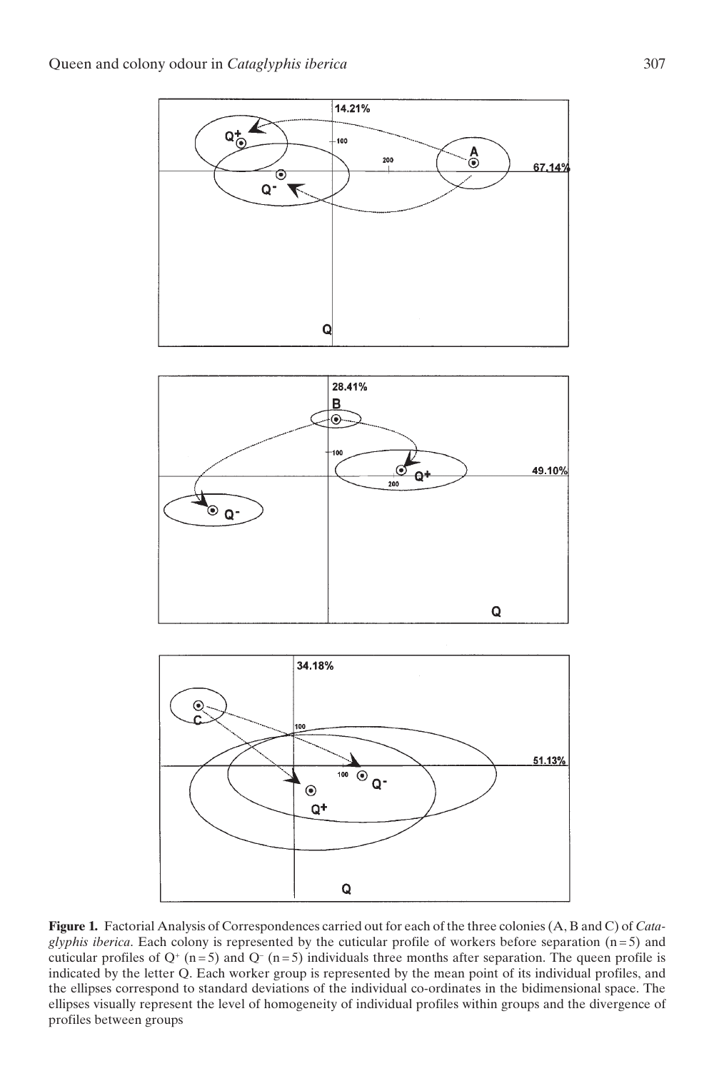**Figure 1.** Factorial Analysis of Correspondences carried out for each of the three colonies (A, B and C) of *Cataglyphis iberica*. Each colony is represented by the cuticular profile of workers before separation (n = 5) and cuticular profiles of $Q^+$ (n = 5) and $Q^-$ (n = 5) individuals three months after separation. The queen profile is indicated by the letter Q. Each worker group is represented by the mean point of its individual profiles, and the ellipses correspond to standard deviations of the individual co-ordinates in the bidimensional space. The ellipses visually represent the level of homogeneity of individual profiles within groups and the divergence of profiles between groups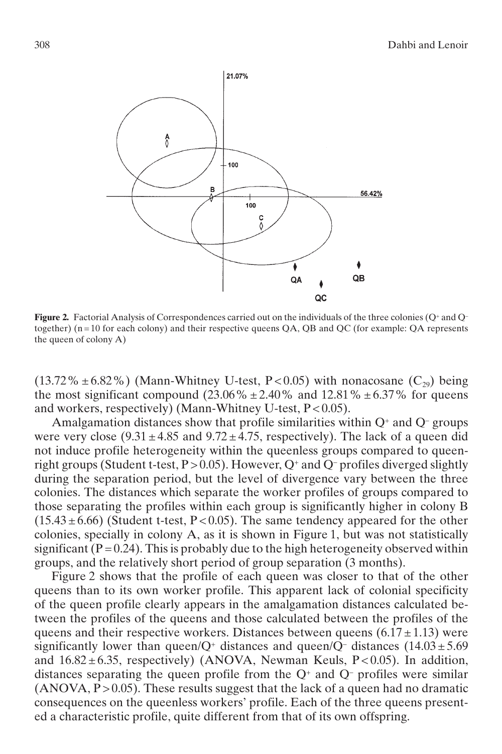**Figure 2.** Factorial Analysis of Correspondences carried out on the individuals of the three colonies ($Q^+$ and $Q^-$ together) (n = 10 for each colony) and their respective queens QA, QB and QC (for example: QA represents the queen of colony A)

(13.72% ± 6.82%) (Mann-Whitney U-test, $P < 0.05$) with nonacosane ($C_{29}$) being the most significant compound (23.06% ± 2.40% and 12.81% ± 6.37% for queens and workers, respectively) (Mann-Whitney U-test, $P < 0.05$).

Amalgamation distances show that profile similarities within $Q^+$ and $Q^-$ groups were very close (9.31 ± 4.85 and 9.72 ± 4.75, respectively). The lack of a queen did not induce profile heterogeneity within the queenless groups compared to queen-right groups (Student t-test, $P > 0.05$). However, $Q^+$ and $Q^-$ profiles diverged slightly during the separation period, but the level of divergence vary between the three colonies. The distances which separate the worker profiles of groups compared to those separating the profiles within each group is significantly higher in colony B (15.43 ± 6.66) (Student t-test, $P < 0.05$). The same tendency appeared for the other colonies, specially in colony A, as it is shown in Figure 1, but was not statistically significant ($P = 0.24$). This is probably due to the high heterogeneity observed within groups, and the relatively short period of group separation (3 months).

Figure 2 shows that the profile of each queen was closer to that of the other queens than to its own worker profile. This apparent lack of colonial specificity of the queen profile clearly appears in the amalgamation distances calculated between the profiles of the queens and those calculated between the profiles of the queens and their respective workers. Distances between queens (6.17 ± 1.13) were significantly lower than queen/$Q^+$ distances and queen/$Q^-$ distances (14.03 ± 5.69 and 16.82 ± 6.35, respectively) (ANOVA, Newman Keuls, $P < 0.05$). In addition, distances separating the queen profile from the $Q^+$ and $Q^-$ profiles were similar (ANOVA, $P > 0.05$). These results suggest that the lack of a queen had no dramatic consequences on the queenless workers' profile. Each of the three queens presented a characteristic profile, quite different from that of its own offspring.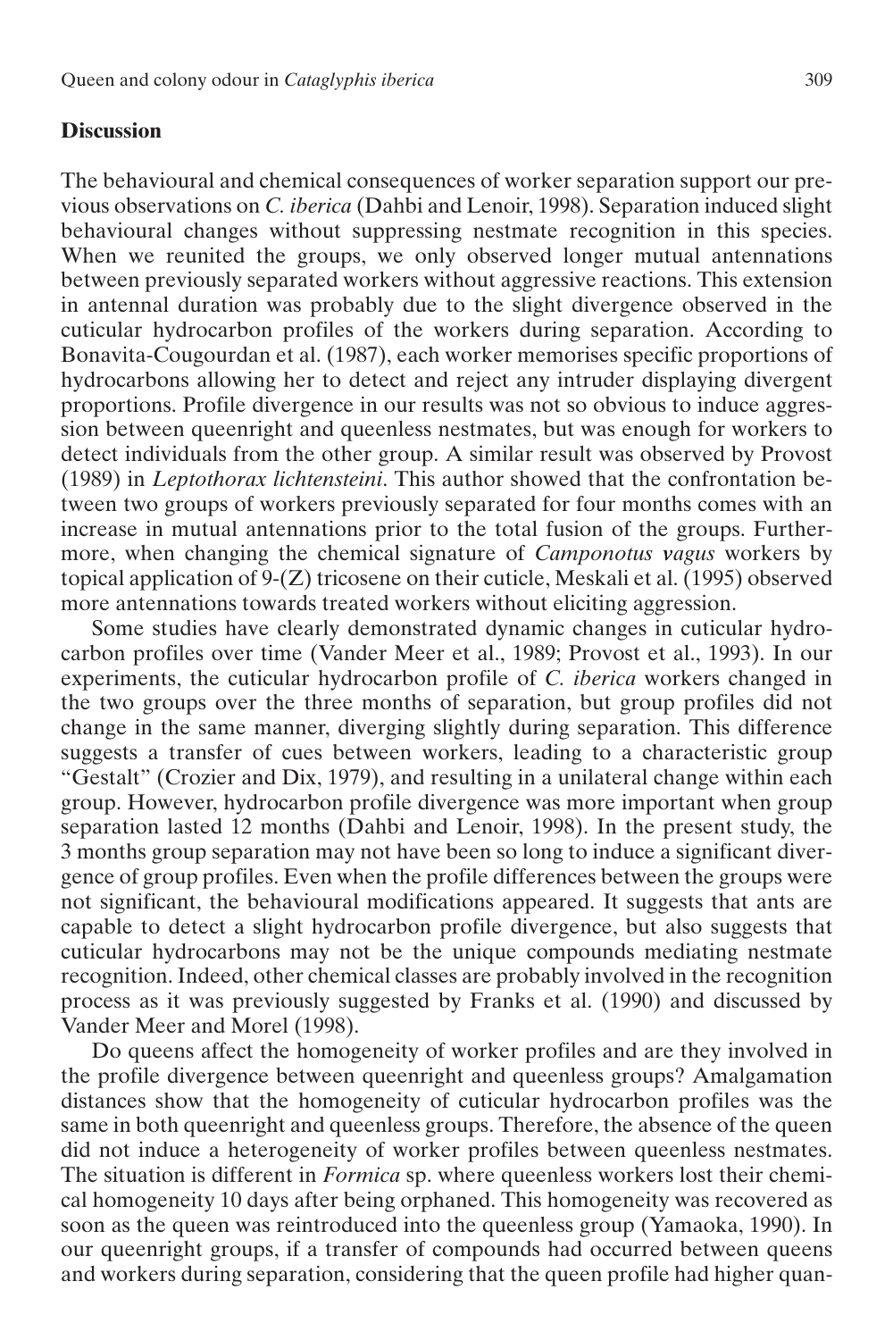## Discussion

The behavioural and chemical consequences of worker separation support our previous observations on *C. iberica* (Dahbi and Lenoir, 1998). Separation induced slight behavioural changes without suppressing nestmate recognition in this species. When we reunited the groups, we only observed longer mutual antennations between previously separated workers without aggressive reactions. This extension in antennal duration was probably due to the slight divergence observed in the cuticular hydrocarbon profiles of the workers during separation. According to Bonavita-Cougourdan et al. (1987), each worker memorises specific proportions of hydrocarbons allowing her to detect and reject any intruder displaying divergent proportions. Profile divergence in our results was not so obvious to induce aggression between queenright and queenless nestmates, but was enough for workers to detect individuals from the other group. A similar result was observed by Provost (1989) in *Leptothorax lichtensteini*. This author showed that the confrontation between two groups of workers previously separated for four months comes with an increase in mutual antennations prior to the total fusion of the groups. Furthermore, when changing the chemical signature of *Camponotus vagus* workers by topical application of 9-(Z) tricosene on their cuticle, Meskali et al. (1995) observed more antennations towards treated workers without eliciting aggression.

Some studies have clearly demonstrated dynamic changes in cuticular hydrocarbon profiles over time (Vander Meer et al., 1989; Provost et al., 1993). In our experiments, the cuticular hydrocarbon profile of *C. iberica* workers changed in the two groups over the three months of separation, but group profiles did not change in the same manner, diverging slightly during separation. This difference suggests a transfer of cues between workers, leading to a characteristic group "Gestalt" (Crozier and Dix, 1979), and resulting in a unilateral change within each group. However, hydrocarbon profile divergence was more important when group separation lasted 12 months (Dahbi and Lenoir, 1998). In the present study, the 3 months group separation may not have been so long to induce a significant divergence of group profiles. Even when the profile differences between the groups were not significant, the behavioural modifications appeared. It suggests that ants are capable to detect a slight hydrocarbon profile divergence, but also suggests that cuticular hydrocarbons may not be the unique compounds mediating nestmate recognition. Indeed, other chemical classes are probably involved in the recognition process as it was previously suggested by Franks et al. (1990) and discussed by Vander Meer and Morel (1998).

Do queens affect the homogeneity of worker profiles and are they involved in the profile divergence between queenright and queenless groups? Amalgamation distances show that the homogeneity of cuticular hydrocarbon profiles was the same in both queenright and queenless groups. Therefore, the absence of the queen did not induce a heterogeneity of worker profiles between queenless nestmates. The situation is different in *Formica* sp. where queenless workers lost their chemical homogeneity 10 days after being orphaned. This homogeneity was recovered as soon as the queen was reintroduced into the queenless group (Yamaoka, 1990). In our queenright groups, if a transfer of compounds had occurred between queens and workers during separation, considering that the queen profile had higher quan-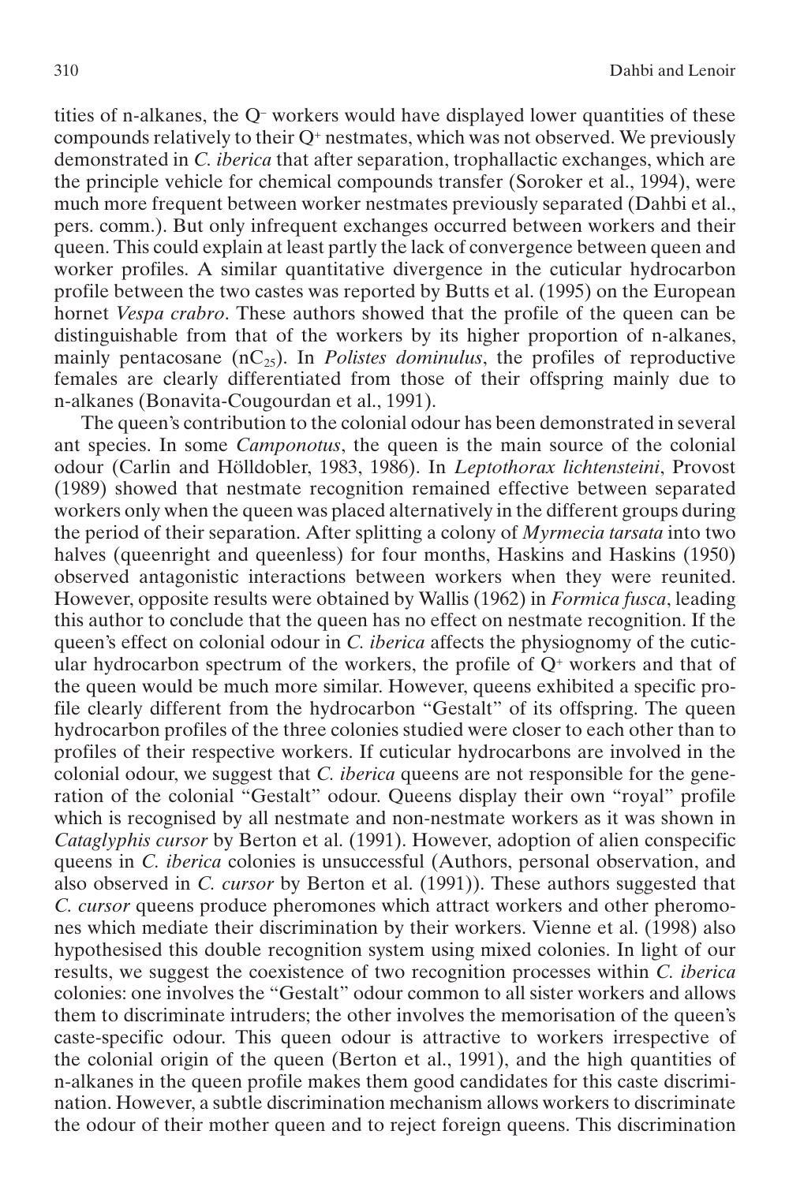tities of n-alkanes, the $Q^-$ workers would have displayed lower quantities of these compounds relatively to their $Q^+$ nestmates, which was not observed. We previously demonstrated in *C. iberica* that after separation, trophallactic exchanges, which are the principle vehicle for chemical compounds transfer (Soroker et al., 1994), were much more frequent between worker nestmates previously separated (Dahbi et al., pers. comm.). But only infrequent exchanges occurred between workers and their queen. This could explain at least partly the lack of convergence between queen and worker profiles. A similar quantitative divergence in the cuticular hydrocarbon profile between the two castes was reported by Butts et al. (1995) on the European hornet *Vespa crabro*. These authors showed that the profile of the queen can be distinguishable from that of the workers by its higher proportion of n-alkanes, mainly pentacosane ($nC_{25}$). In *Polistes dominulus*, the profiles of reproductive females are clearly differentiated from those of their offspring mainly due to n-alkanes (Bonavita-Cougourdan et al., 1991).

The queen's contribution to the colonial odour has been demonstrated in several ant species. In some *Camponotus*, the queen is the main source of the colonial odour (Carlin and Hölldobler, 1983, 1986). In *Leptothorax lichtensteini*, Provost (1989) showed that nestmate recognition remained effective between separated workers only when the queen was placed alternatively in the different groups during the period of their separation. After splitting a colony of *Myrmecia tarsata* into two halves (queenright and queenless) for four months, Haskins and Haskins (1950) observed antagonistic interactions between workers when they were reunited. However, opposite results were obtained by Wallis (1962) in *Formica fusca*, leading this author to conclude that the queen has no effect on nestmate recognition. If the queen's effect on colonial odour in *C. iberica* affects the physiognomy of the cuticular hydrocarbon spectrum of the workers, the profile of $Q^+$ workers and that of the queen would be much more similar. However, queens exhibited a specific profile clearly different from the hydrocarbon "Gestalt" of its offspring. The queen hydrocarbon profiles of the three colonies studied were closer to each other than to profiles of their respective workers. If cuticular hydrocarbons are involved in the colonial odour, we suggest that *C. iberica* queens are not responsible for the generation of the colonial "Gestalt" odour. Queens display their own "royal" profile which is recognised by all nestmate and non-nestmate workers as it was shown in *Cataglyphis cursor* by Berton et al. (1991). However, adoption of alien conspecific queens in *C. iberica* colonies is unsuccessful (Authors, personal observation, and also observed in *C. cursor* by Berton et al. (1991)). These authors suggested that *C. cursor* queens produce pheromones which attract workers and other pheromones which mediate their discrimination by their workers. Vienne et al. (1998) also hypothesised this double recognition system using mixed colonies. In light of our results, we suggest the coexistence of two recognition processes within *C. iberica* colonies: one involves the "Gestalt" odour common to all sister workers and allows them to discriminate intruders; the other involves the memorisation of the queen's caste-specific odour. This queen odour is attractive to workers irrespective of the colonial origin of the queen (Berton et al., 1991), and the high quantities of n-alkanes in the queen profile makes them good candidates for this caste discrimination. However, a subtle discrimination mechanism allows workers to discriminate the odour of their mother queen and to reject foreign queens. This discrimination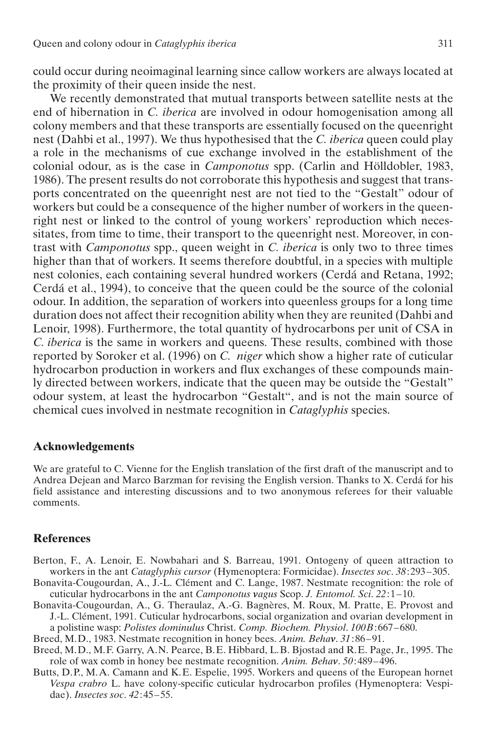could occur during neoimaginal learning since callow workers are always located at the proximity of their queen inside the nest.

We recently demonstrated that mutual transports between satellite nests at the end of hibernation in *C. iberica* are involved in odour homogenisation among all colony members and that these transports are essentially focused on the queenright nest (Dahbi et al., 1997). We thus hypothesised that the *C. iberica* queen could play a role in the mechanisms of cue exchange involved in the establishment of the colonial odour, as is the case in *Camponotus* spp. (Carlin and Hölldobler, 1983, 1986). The present results do not corroborate this hypothesis and suggest that transports concentrated on the queenright nest are not tied to the "Gestalt" odour of workers but could be a consequence of the higher number of workers in the queenright nest or linked to the control of young workers' reproduction which necessitates, from time to time, their transport to the queenright nest. Moreover, in contrast with *Camponotus* spp., queen weight in *C. iberica* is only two to three times higher than that of workers. It seems therefore doubtful, in a species with multiple nest colonies, each containing several hundred workers (Cerdá and Retana, 1992; Cerdá et al., 1994), to conceive that the queen could be the source of the colonial odour. In addition, the separation of workers into queenless groups for a long time duration does not affect their recognition ability when they are reunited (Dahbi and Lenoir, 1998). Furthermore, the total quantity of hydrocarbons per unit of CSA in *C. iberica* is the same in workers and queens. These results, combined with those reported by Soroker et al. (1996) on *C. niger* which show a higher rate of cuticular hydrocarbon production in workers and flux exchanges of these compounds mainly directed between workers, indicate that the queen may be outside the "Gestalt" odour system, at least the hydrocarbon "Gestalt", and is not the main source of chemical cues involved in nestmate recognition in *Cataglyphis* species.

## Acknowledgements

We are grateful to C. Vienne for the English translation of the first draft of the manuscript and to Andrea Dejean and Marco Barzman for revising the English version. Thanks to X. Cerdá for his field assistance and interesting discussions and to two anonymous referees for their valuable comments.

## References

Berton, F., A. Lenoir, E. Nowbahari and S. Barreau, 1991. Ontogeny of queen attraction to workers in the ant *Cataglyphis cursor* (Hymenoptera: Formicidae). *Insectes soc. 38*:293–305.

Bonavita-Cougourdan, A., J.-L. Clément and C. Lange, 1987. Nestmate recognition: the role of cuticular hydrocarbons in the ant *Camponotus vagus* Scop. *J. Entomol. Sci. 22*:1–10.

Bonavita-Cougourdan, A., G. Theraulaz, A.-G. Bagnères, M. Roux, M. Pratte, E. Provost and J.-L. Clément, 1991. Cuticular hydrocarbons, social organization and ovarian development in a polistine wasp: *Polistes dominulus* Christ. *Comp. Biochem. Physiol. 100B*:667–680.

Breed, M.D., 1983. Nestmate recognition in honey bees. *Anim. Behav. 31*:86–91.

Breed, M.D., M.F. Garry, A.N. Pearce, B.E. Hibbard, L.B. Bjostad and R.E. Page, Jr., 1995. The role of wax comb in honey bee nestmate recognition. *Anim. Behav. 50*:489–496.

Butts, D.P., M.A. Camann and K.E. Espelie, 1995. Workers and queens of the European hornet *Vespa crabro* L. have colony-specific cuticular hydrocarbon profiles (Hymenoptera: Vespidae). *Insectes soc. 42*:45–55.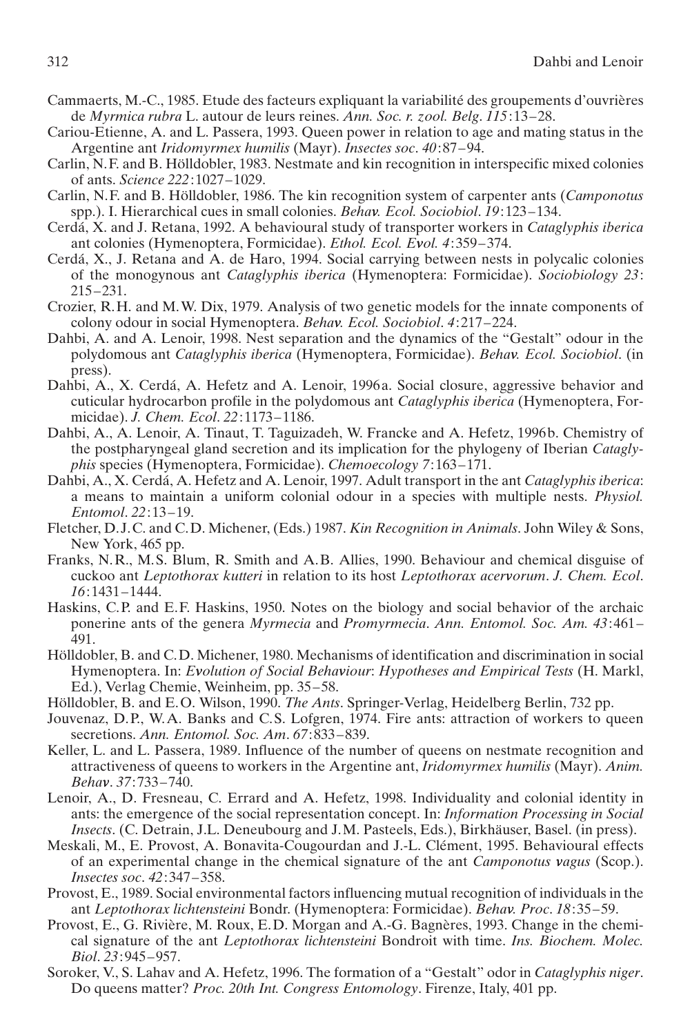Cammaerts, M.-C., 1985. Etude des facteurs expliquant la variabilité des groupements d'ouvrières de *Myrmica rubra* L. autour de leurs reines. *Ann. Soc. r. zool. Belg. 115*:13–28.

Cariou-Etienne, A. and L. Passera, 1993. Queen power in relation to age and mating status in the Argentine ant *Iridomyrmex humilis* (Mayr). *Insectes soc. 40*:87–94.

Carlin, N.F. and B. Hölldobler, 1983. Nestmate and kin recognition in interspecific mixed colonies of ants. *Science 222*:1027–1029.

Carlin, N.F. and B. Hölldobler, 1986. The kin recognition system of carpenter ants (*Camponotus* spp.). I. Hierarchical cues in small colonies. *Behav. Ecol. Sociobiol. 19*:123–134.

Cerdá, X. and J. Retana, 1992. A behavioural study of transporter workers in *Cataglyphis iberica* ant colonies (Hymenoptera, Formicidae). *Ethol. Ecol. Evol. 4*:359–374.

Cerdá, X., J. Retana and A. de Haro, 1994. Social carrying between nests in polycalic colonies of the monogynous ant *Cataglyphis iberica* (Hymenoptera: Formicidae). *Sociobiology 23*: 215–231.

Crozier, R.H. and M.W. Dix, 1979. Analysis of two genetic models for the innate components of colony odour in social Hymenoptera. *Behav. Ecol. Sociobiol. 4*:217–224.

Dahbi, A. and A. Lenoir, 1998. Nest separation and the dynamics of the "Gestalt" odour in the polydomous ant *Cataglyphis iberica* (Hymenoptera, Formicidae). *Behav. Ecol. Sociobiol.* (in press).

Dahbi, A., X. Cerdá, A. Hefetz and A. Lenoir, 1996a. Social closure, aggressive behavior and cuticular hydrocarbon profile in the polydomous ant *Cataglyphis iberica* (Hymenoptera, Formicidae). *J. Chem. Ecol. 22*:1173–1186.

Dahbi, A., A. Lenoir, A. Tinaut, T. Taguizadeh, W. Francke and A. Hefetz, 1996b. Chemistry of the postpharyngeal gland secretion and its implication for the phylogeny of Iberian *Cataglyphis* species (Hymenoptera, Formicidae). *Chemoecology 7*:163–171.

Dahbi, A., X. Cerdá, A. Hefetz and A. Lenoir, 1997. Adult transport in the ant *Cataglyphis iberica*: a means to maintain a uniform colonial odour in a species with multiple nests. *Physiol. Entomol. 22*:13–19.

Fletcher, D.J.C. and C.D. Michener, (Eds.) 1987. *Kin Recognition in Animals*. John Wiley & Sons, New York, 465 pp.

Franks, N.R., M.S. Blum, R. Smith and A.B. Allies, 1990. Behaviour and chemical disguise of cuckoo ant *Leptothorax kutteri* in relation to its host *Leptothorax acervorum*. *J. Chem. Ecol. 16*:1431–1444.

Haskins, C.P. and E.F. Haskins, 1950. Notes on the biology and social behavior of the archaic ponerine ants of the genera *Myrmecia* and *Promyrmecia*. *Ann. Entomol. Soc. Am. 43*:461–491.

Hölldobler, B. and C.D. Michener, 1980. Mechanisms of identification and discrimination in social Hymenoptera. In: *Evolution of Social Behaviour*: *Hypotheses and Empirical Tests* (H. Markl, Ed.), Verlag Chemie, Weinheim, pp. 35–58.

Hölldobler, B. and E.O. Wilson, 1990. *The Ants*. Springer-Verlag, Heidelberg Berlin, 732 pp.

Jouvenaz, D.P., W.A. Banks and C.S. Lofgren, 1974. Fire ants: attraction of workers to queen secretions. *Ann. Entomol. Soc. Am. 67*:833–839.

Keller, L. and L. Passera, 1989. Influence of the number of queens on nestmate recognition and attractiveness of queens to workers in the Argentine ant, *Iridomyrmex humilis* (Mayr). *Anim. Behav. 37*:733–740.

Lenoir, A., D. Fresneau, C. Errard and A. Hefetz, 1998. Individuality and colonial identity in ants: the emergence of the social representation concept. In: *Information Processing in Social Insects*. (C. Detrain, J.L. Deneubourg and J.M. Pasteels, Eds.), Birkhäuser, Basel. (in press).

Meskali, M., E. Provost, A. Bonavita-Cougourdan and J.-L. Clément, 1995. Behavioural effects of an experimental change in the chemical signature of the ant *Camponotus vagus* (Scop.). *Insectes soc. 42*:347–358.

Provost, E., 1989. Social environmental factors influencing mutual recognition of individuals in the ant *Leptothorax lichtensteini* Bondr. (Hymenoptera: Formicidae). *Behav. Proc. 18*:35–59.

Provost, E., G. Rivière, M. Roux, E.D. Morgan and A.-G. Bagnères, 1993. Change in the chemical signature of the ant *Leptothorax lichtensteini* Bondroit with time. *Ins. Biochem. Molec. Biol. 23*:945–957.

Soroker, V., S. Lahav and A. Hefetz, 1996. The formation of a "Gestalt" odor in *Cataglyphis niger*. Do queens matter? *Proc. 20th Int. Congress Entomology*. Firenze, Italy, 401 pp.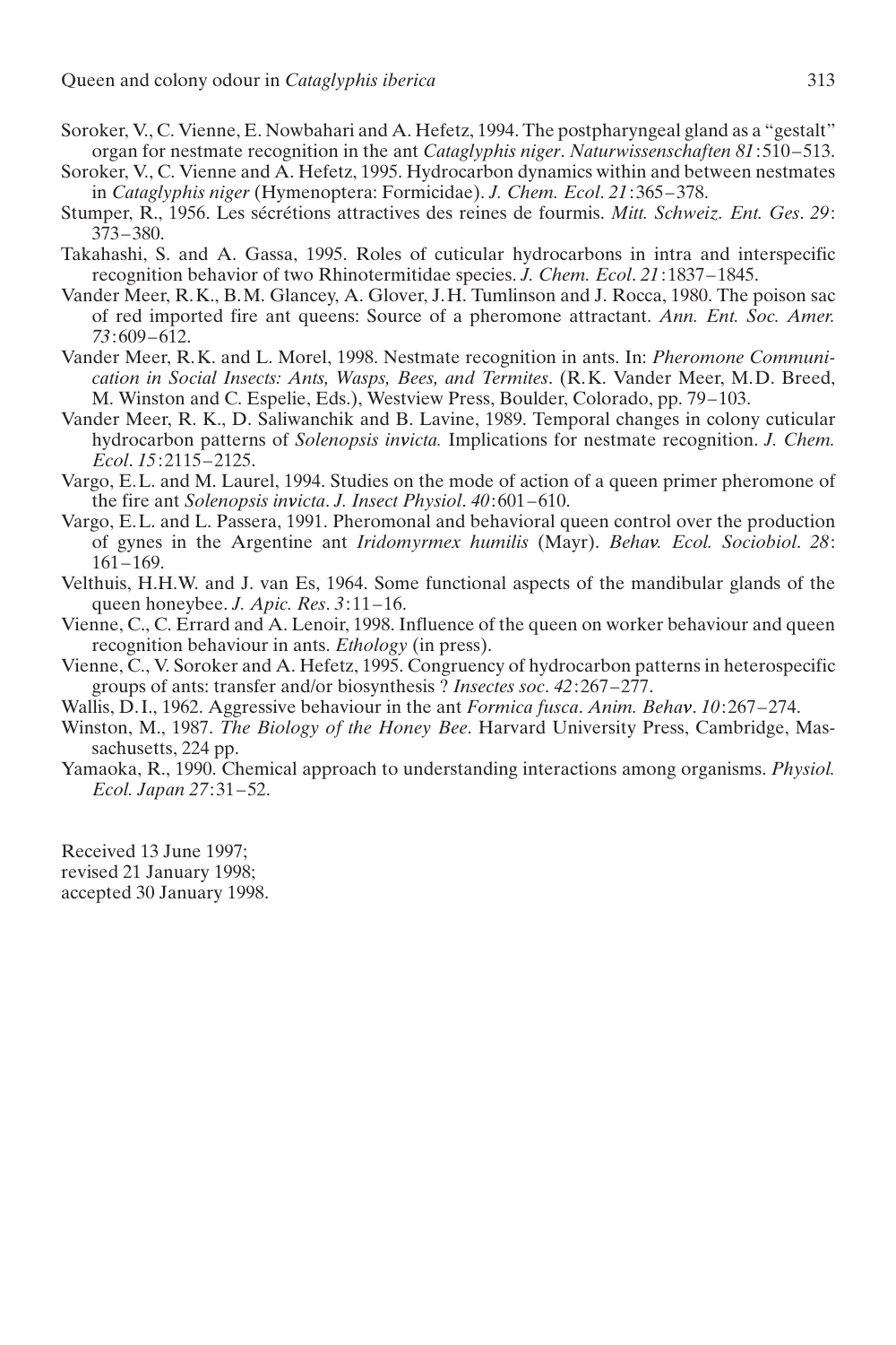Soroker, V., C. Vienne, E. Nowbahari and A. Hefetz, 1994. The postpharyngeal gland as a "gestalt" organ for nestmate recognition in the ant *Cataglyphis niger*. *Naturwissenschaften 81*:510–513.

Soroker, V., C. Vienne and A. Hefetz, 1995. Hydrocarbon dynamics within and between nestmates in *Cataglyphis niger* (Hymenoptera: Formicidae). *J. Chem. Ecol. 21*:365–378.

Stumper, R., 1956. Les sécrétions attractives des reines de fourmis. *Mitt. Schweiz. Ent. Ges. 29*: 373–380.

Takahashi, S. and A. Gassa, 1995. Roles of cuticular hydrocarbons in intra and interspecific recognition behavior of two Rhinotermitidae species. *J. Chem. Ecol. 21*:1837–1845.

Vander Meer, R.K., B.M. Glancey, A. Glover, J.H. Tumlinson and J. Rocca, 1980. The poison sac of red imported fire ant queens: Source of a pheromone attractant. *Ann. Ent. Soc. Amer. 73*:609–612.

Vander Meer, R.K. and L. Morel, 1998. Nestmate recognition in ants. In: *Pheromone Communication in Social Insects: Ants, Wasps, Bees, and Termites*. (R.K. Vander Meer, M.D. Breed, M. Winston and C. Espelie, Eds.), Westview Press, Boulder, Colorado, pp. 79–103.

Vander Meer, R. K., D. Saliwanchik and B. Lavine, 1989. Temporal changes in colony cuticular hydrocarbon patterns of *Solenopsis invicta.* Implications for nestmate recognition. *J. Chem. Ecol. 15*:2115–2125.

Vargo, E.L. and M. Laurel, 1994. Studies on the mode of action of a queen primer pheromone of the fire ant *Solenopsis invicta*. *J. Insect Physiol. 40*:601–610.

Vargo, E.L. and L. Passera, 1991. Pheromonal and behavioral queen control over the production of gynes in the Argentine ant *Iridomyrmex humilis* (Mayr). *Behav. Ecol. Sociobiol. 28*: 161–169.

Velthuis, H.H.W. and J. van Es, 1964. Some functional aspects of the mandibular glands of the queen honeybee. *J. Apic. Res. 3*:11–16.

Vienne, C., C. Errard and A. Lenoir, 1998. Influence of the queen on worker behaviour and queen recognition behaviour in ants. *Ethology* (in press).

Vienne, C., V. Soroker and A. Hefetz, 1995. Congruency of hydrocarbon patterns in heterospecific groups of ants: transfer and/or biosynthesis ? *Insectes soc. 42*:267–277.

Wallis, D.I., 1962. Aggressive behaviour in the ant *Formica fusca*. *Anim. Behav. 10*:267–274.

Winston, M., 1987. *The Biology of the Honey Bee*. Harvard University Press, Cambridge, Massachusetts, 224 pp.

Yamaoka, R., 1990. Chemical approach to understanding interactions among organisms. *Physiol. Ecol. Japan 27*:31–52.

Received 13 June 1997;
revised 21 January 1998;
accepted 30 January 1998.